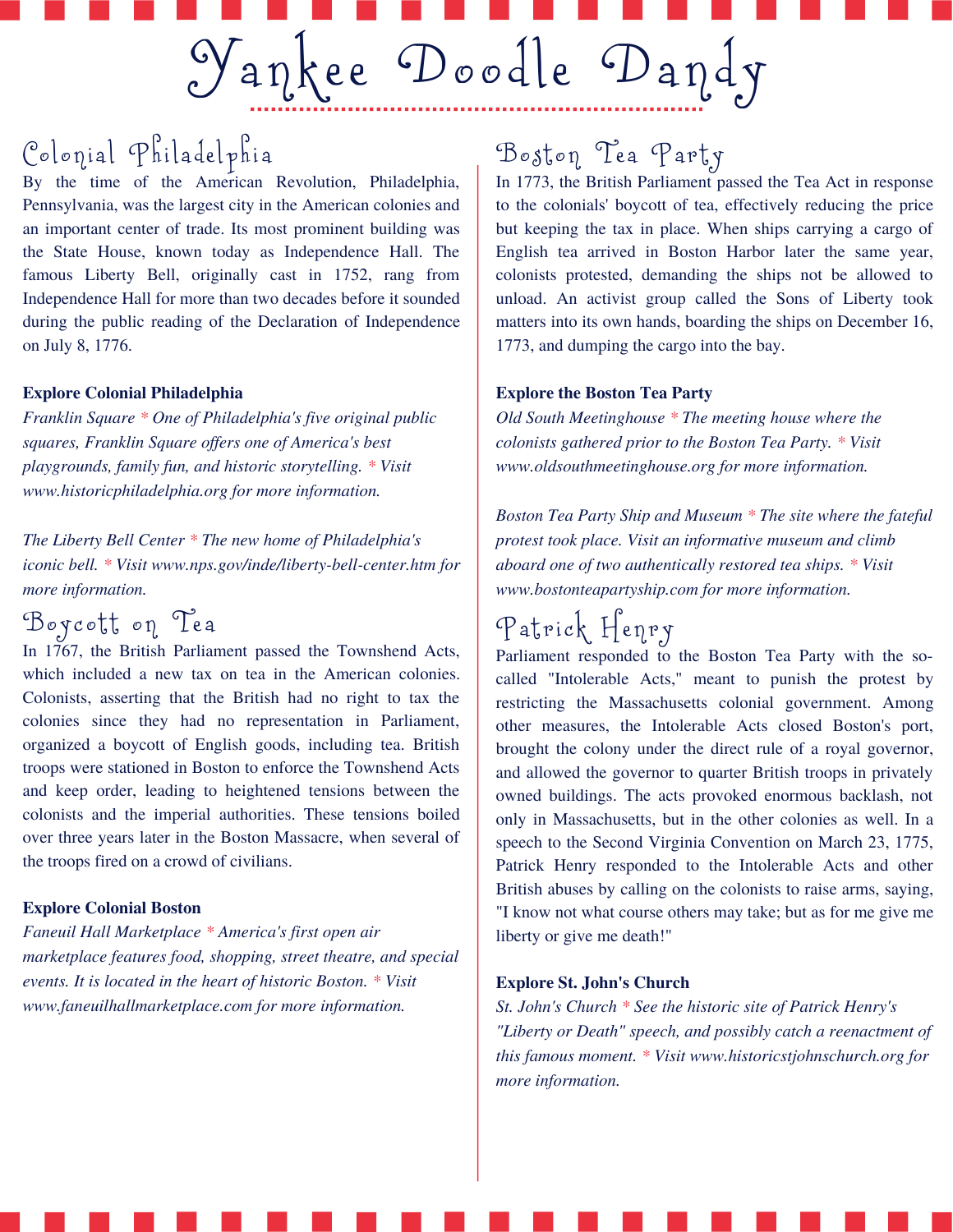# Yankee Doodle Dandy

## Colonial Philadelphia

By the time of the American Revolution, Philadelphia, Pennsylvania, was the largest city in the American colonies and an important center of trade. Its most prominent building was the State House, known today as Independence Hall. The famous Liberty Bell, originally cast in 1752, rang from Independence Hall for more than two decades before it sounded during the public reading of the Declaration of Independence on July 8, 1776.

**Explore Colonial Philadelphia**

*Franklin Square * One of Philadelphia's five original public squares, Franklin Square offers one of America's best playgrounds, family fun, and historic storytelling. * Visit www.historicphiladelphia.org for more information.*

*The Liberty Bell Center * The new home of Philadelphia's iconic bell. * Visit www.nps.gov/inde/liberty-bell-center.htm for more information.*

## Boycott on Tea

In 1767, the British Parliament passed the Townshend Acts, which included a new tax on tea in the American colonies. Colonists, asserting that the British had no right to tax the colonies since they had no representation in Parliament, organized a boycott of English goods, including tea. British troops were stationed in Boston to enforce the Townshend Acts and keep order, leading to heightened tensions between the colonists and the imperial authorities. These tensions boiled over three years later in the Boston Massacre, when several of the troops fired on a crowd of civilians.

**Explore Colonial Boston**

*Faneuil Hall Marketplace * America's first open air marketplace features food, shopping, street theatre, and special events. It is located in the heart of historic Boston. * Visit www.faneuilhallmarketplace.com for more information.*

## Boston Tea Party

In 1773, the British Parliament passed the Tea Act in response to the colonials' boycott of tea, effectively reducing the price but keeping the tax in place. When ships carrying a cargo of English tea arrived in Boston Harbor later the same year, colonists protested, demanding the ships not be allowed to unload. An activist group called the Sons of Liberty took matters into its own hands, boarding the ships on December 16, 1773, and dumping the cargo into the bay.

**Explore the Boston Tea Party**

*Old South Meetinghouse * The meeting house where the colonists gathered prior to the Boston Tea Party. * Visit www.oldsouthmeetinghouse.org for more information.*

*Boston Tea Party Ship and Museum * The site where the fateful protest took place. Visit an informative museum and climb aboard one of two authentically restored tea ships. * Visit www.bostonteapartyship.com for more information.*

## Patrick Henry

Parliament responded to the Boston Tea Party with the so-called "Intolerable Acts," meant to punish the protest by restricting the Massachusetts colonial government. Among other measures, the Intolerable Acts closed Boston's port, brought the colony under the direct rule of a royal governor, and allowed the governor to quarter British troops in privately owned buildings. The acts provoked enormous backlash, not only in Massachusetts, but in the other colonies as well. In a speech to the Second Virginia Convention on March 23, 1775, Patrick Henry responded to the Intolerable Acts and other British abuses by calling on the colonists to raise arms, saying, "I know not what course others may take; but as for me give me liberty or give me death!"

**Explore St. John's Church**

*St. John's Church * See the historic site of Patrick Henry's "Liberty or Death" speech, and possibly catch a reenactment of this famous moment. * Visit www.historicstjohnschurch.org for more information.*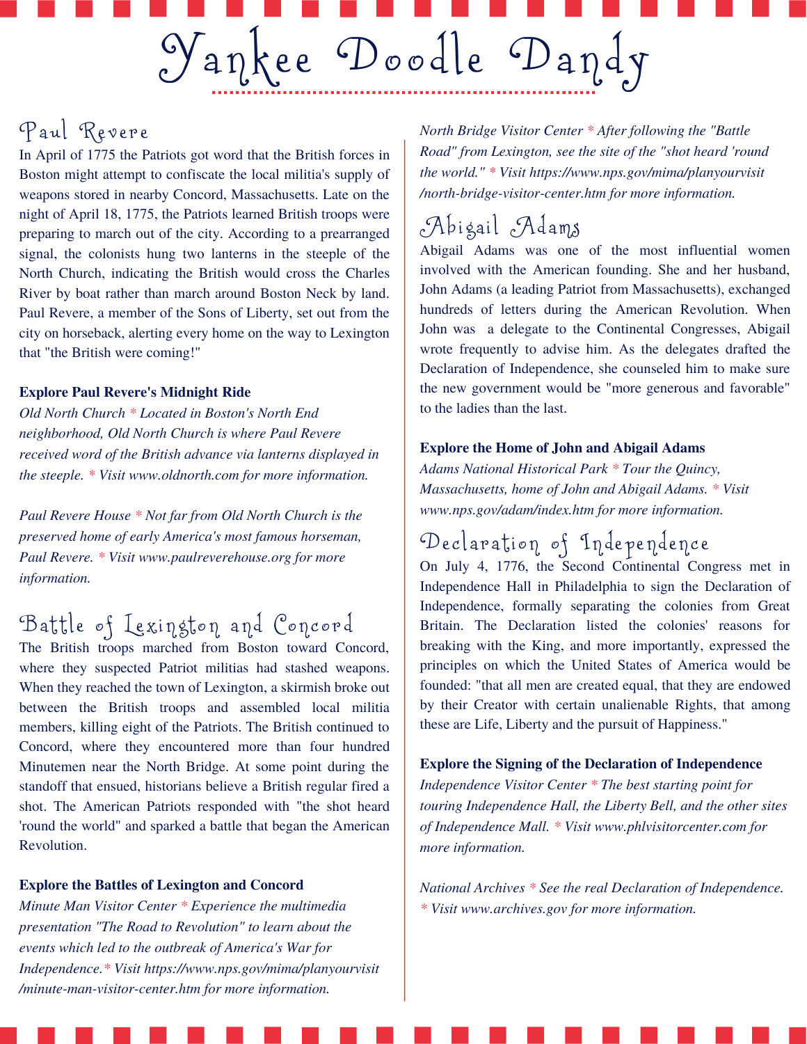# Yankee Doodle Dandy

## Paul Revere

In April of 1775 the Patriots got word that the British forces in Boston might attempt to confiscate the local militia's supply of weapons stored in nearby Concord, Massachusetts. Late on the night of April 18, 1775, the Patriots learned British troops were preparing to march out of the city. According to a prearranged signal, the colonists hung two lanterns in the steeple of the North Church, indicating the British would cross the Charles River by boat rather than march around Boston Neck by land. Paul Revere, a member of the Sons of Liberty, set out from the city on horseback, alerting every home on the way to Lexington that "the British were coming!"

**Explore Paul Revere's Midnight Ride**

*Old North Church * Located in Boston's North End neighborhood, Old North Church is where Paul Revere received word of the British advance via lanterns displayed in the steeple. * Visit www.oldnorth.com for more information.*

*Paul Revere House * Not far from Old North Church is the preserved home of early America's most famous horseman, Paul Revere. * Visit www.paulreverehouse.org for more information.*

## Battle of Lexington and Concord

The British troops marched from Boston toward Concord, where they suspected Patriot militias had stashed weapons. When they reached the town of Lexington, a skirmish broke out between the British troops and assembled local militia members, killing eight of the Patriots. The British continued to Concord, where they encountered more than four hundred Minutemen near the North Bridge. At some point during the standoff that ensued, historians believe a British regular fired a shot. The American Patriots responded with "the shot heard 'round the world" and sparked a battle that began the American Revolution.

**Explore the Battles of Lexington and Concord**

*Minute Man Visitor Center * Experience the multimedia presentation "The Road to Revolution" to learn about the events which led to the outbreak of America's War for Independence.* Visit https://www.nps.gov/mima/planyourvisit/minute-man-visitor-center.htm for more information.*

*North Bridge Visitor Center * After following the "Battle Road" from Lexington, see the site of the "shot heard 'round the world." * Visit https://www.nps.gov/mima/planyourvisit/north-bridge-visitor-center.htm for more information.*

## Abigail Adams

Abigail Adams was one of the most influential women involved with the American founding. She and her husband, John Adams (a leading Patriot from Massachusetts), exchanged hundreds of letters during the American Revolution. When John was a delegate to the Continental Congresses, Abigail wrote frequently to advise him. As the delegates drafted the Declaration of Independence, she counseled him to make sure the new government would be "more generous and favorable" to the ladies than the last.

**Explore the Home of John and Abigail Adams**

*Adams National Historical Park * Tour the Quincy, Massachusetts, home of John and Abigail Adams. * Visit www.nps.gov/adam/index.htm for more information.*

## Declaration of Independence

On July 4, 1776, the Second Continental Congress met in Independence Hall in Philadelphia to sign the Declaration of Independence, formally separating the colonies from Great Britain. The Declaration listed the colonies' reasons for breaking with the King, and more importantly, expressed the principles on which the United States of America would be founded: "that all men are created equal, that they are endowed by their Creator with certain unalienable Rights, that among these are Life, Liberty and the pursuit of Happiness."

**Explore the Signing of the Declaration of Independence**

*Independence Visitor Center * The best starting point for touring Independence Hall, the Liberty Bell, and the other sites of Independence Mall. * Visit www.phlvisitorcenter.com for more information.*

*National Archives * See the real Declaration of Independence. * Visit www.archives.gov for more information.*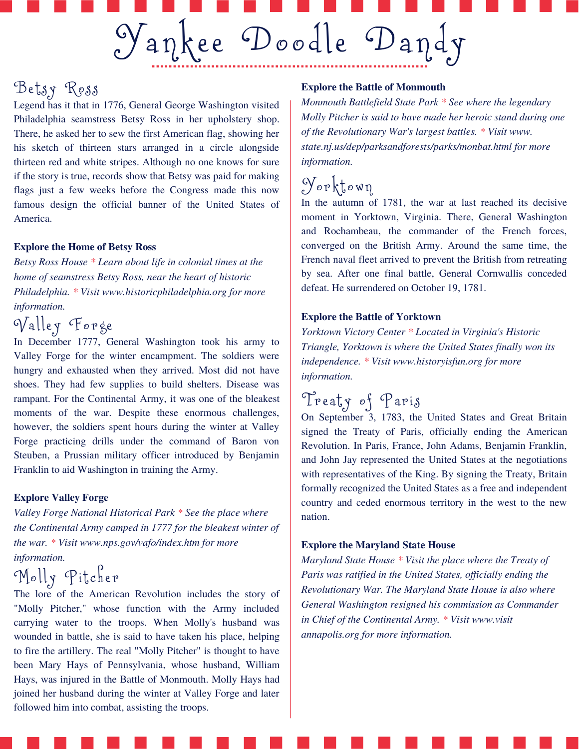# Yankee Doodle Dandy

## Betsy Ross

Legend has it that in 1776, General George Washington visited Philadelphia seamstress Betsy Ross in her upholstery shop. There, he asked her to sew the first American flag, showing her his sketch of thirteen stars arranged in a circle alongside thirteen red and white stripes. Although no one knows for sure if the story is true, records show that Betsy was paid for making flags just a few weeks before the Congress made this now famous design the official banner of the United States of America.

**Explore the Home of Betsy Ross**

*Betsy Ross House * Learn about life in colonial times at the home of seamstress Betsy Ross, near the heart of historic Philadelphia. * Visit www.historicphiladelphia.org for more information.*

## Valley Forge

In December 1777, General Washington took his army to Valley Forge for the winter encampment. The soldiers were hungry and exhausted when they arrived. Most did not have shoes. They had few supplies to build shelters. Disease was rampant. For the Continental Army, it was one of the bleakest moments of the war. Despite these enormous challenges, however, the soldiers spent hours during the winter at Valley Forge practicing drills under the command of Baron von Steuben, a Prussian military officer introduced by Benjamin Franklin to aid Washington in training the Army.

**Explore Valley Forge**

*Valley Forge National Historical Park * See the place where the Continental Army camped in 1777 for the bleakest winter of the war. * Visit www.nps.gov/vafo/index.htm for more information.*

## Molly Pitcher

The lore of the American Revolution includes the story of "Molly Pitcher," whose function with the Army included carrying water to the troops. When Molly's husband was wounded in battle, she is said to have taken his place, helping to fire the artillery. The real "Molly Pitcher" is thought to have been Mary Hays of Pennsylvania, whose husband, William Hays, was injured in the Battle of Monmouth. Molly Hays had joined her husband during the winter at Valley Forge and later followed him into combat, assisting the troops.

**Explore the Battle of Monmouth**

*Monmouth Battlefield State Park * See where the legendary Molly Pitcher is said to have made her heroic stand during one of the Revolutionary War's largest battles. * Visit www.state.nj.us/dep/parksandforests/parks/monbat.html for more information.*

## Yorktown

In the autumn of 1781, the war at last reached its decisive moment in Yorktown, Virginia. There, General Washington and Rochambeau, the commander of the French forces, converged on the British Army. Around the same time, the French naval fleet arrived to prevent the British from retreating by sea. After one final battle, General Cornwallis conceded defeat. He surrendered on October 19, 1781.

**Explore the Battle of Yorktown**

*Yorktown Victory Center * Located in Virginia's Historic Triangle, Yorktown is where the United States finally won its independence. * Visit www.historyisfun.org for more information.*

## Treaty of Paris

On September 3, 1783, the United States and Great Britain signed the Treaty of Paris, officially ending the American Revolution. In Paris, France, John Adams, Benjamin Franklin, and John Jay represented the United States at the negotiations with representatives of the King. By signing the Treaty, Britain formally recognized the United States as a free and independent country and ceded enormous territory in the west to the new nation.

**Explore the Maryland State House**

*Maryland State House * Visit the place where the Treaty of Paris was ratified in the United States, officially ending the Revolutionary War. The Maryland State House is also where General Washington resigned his commission as Commander in Chief of the Continental Army. * Visit www.visitannapolis.org for more information.*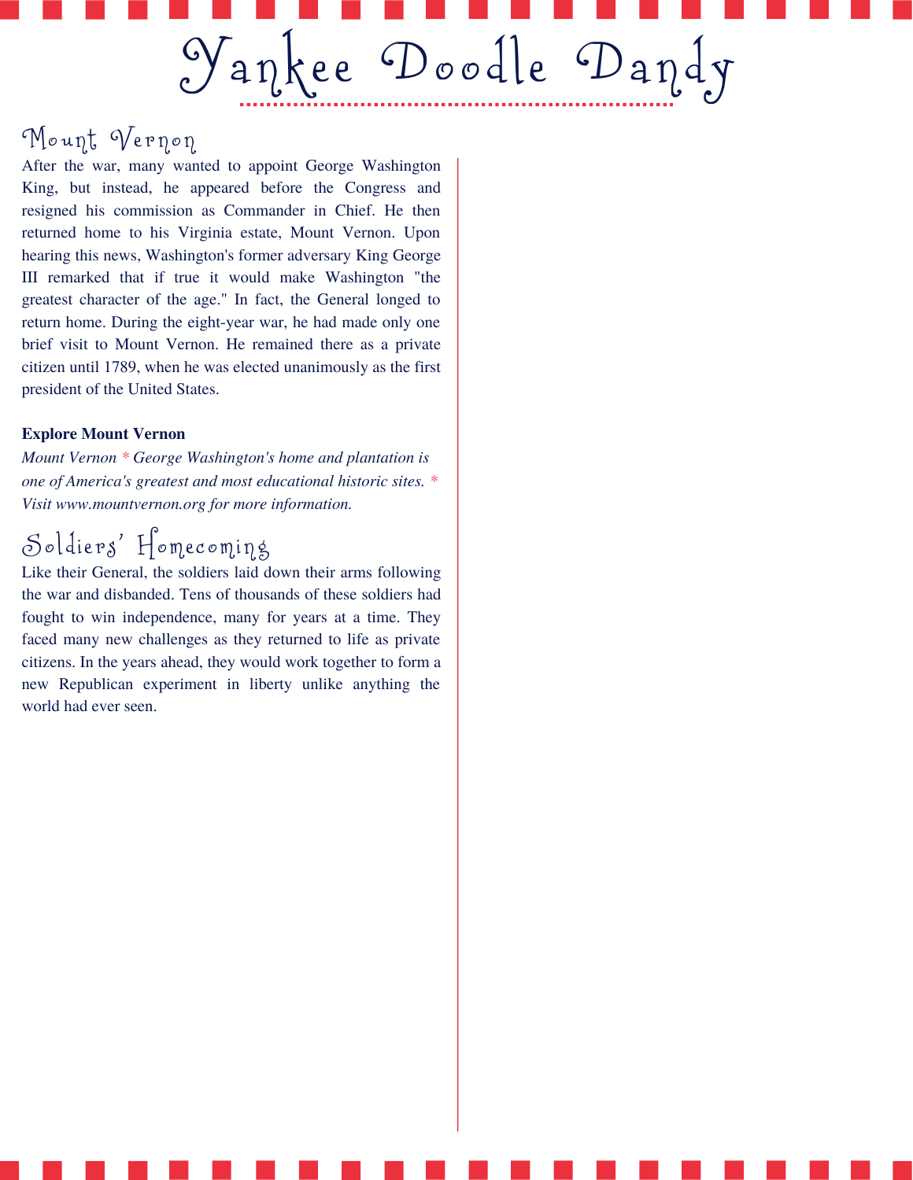# Yankee Doodle Dandy

## Mount Vernon

After the war, many wanted to appoint George Washington King, but instead, he appeared before the Congress and resigned his commission as Commander in Chief. He then returned home to his Virginia estate, Mount Vernon. Upon hearing this news, Washington's former adversary King George III remarked that if true it would make Washington "the greatest character of the age." In fact, the General longed to return home. During the eight-year war, he had made only one brief visit to Mount Vernon. He remained there as a private citizen until 1789, when he was elected unanimously as the first president of the United States.

**Explore Mount Vernon**

*Mount Vernon * George Washington's home and plantation is one of America's greatest and most educational historic sites. * Visit www.mountvernon.org for more information.*

## Soldiers' Homecoming

Like their General, the soldiers laid down their arms following the war and disbanded. Tens of thousands of these soldiers had fought to win independence, many for years at a time. They faced many new challenges as they returned to life as private citizens. In the years ahead, they would work together to form a new Republican experiment in liberty unlike anything the world had ever seen.